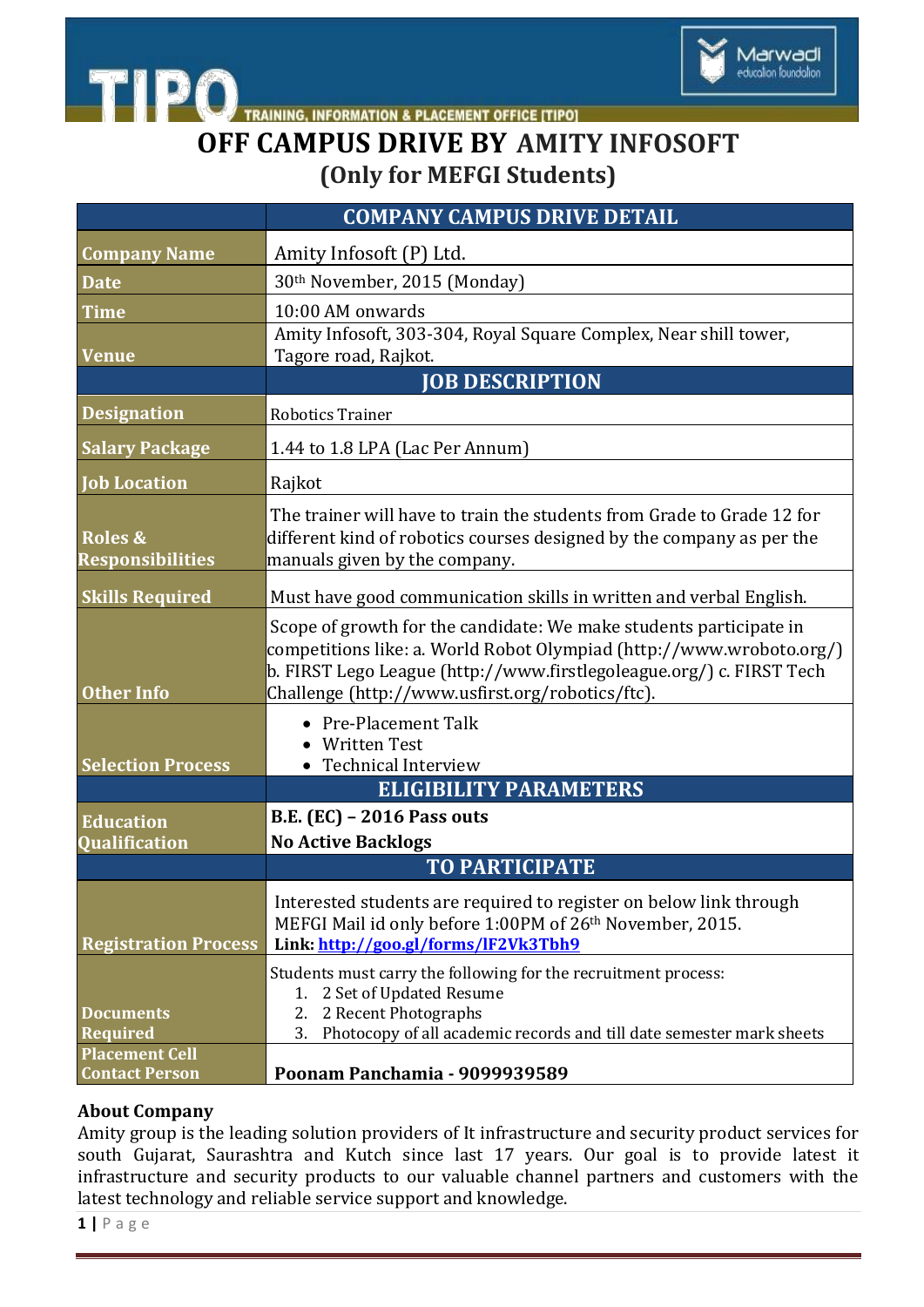# OFF CAMPUS DRIVE BY AMITY INFOSOFT

## (Only for MEFGI Students)

| | COMPANY CAMPUS DRIVE DETAIL |
|---|---|
| **Company Name** | Amity Infosoft (P) Ltd. |
| **Date** | 30th November, 2015 (Monday) |
| **Time** | 10:00 AM onwards |
| **Venue** | Amity Infosoft, 303-304, Royal Square Complex, Near shill tower, Tagore road, Rajkot. |
| | **JOB DESCRIPTION** |
| **Designation** | Robotics Trainer |
| **Salary Package** | 1.44 to 1.8 LPA (Lac Per Annum) |
| **Job Location** | Rajkot |
| **Roles & Responsibilities** | The trainer will have to train the students from Grade to Grade 12 for different kind of robotics courses designed by the company as per the manuals given by the company. |
| **Skills Required** | Must have good communication skills in written and verbal English. |
| **Other Info** | Scope of growth for the candidate: We make students participate in competitions like: a. World Robot Olympiad (http://www.wroboto.org/) b. FIRST Lego League (http://www.firstlegoleague.org/) c. FIRST Tech Challenge (http://www.usfirst.org/robotics/ftc). |
| **Selection Process** | • Pre-Placement Talk<br>• Written Test<br>• Technical Interview |
| | **ELIGIBILITY PARAMETERS** |
| **Education Qualification** | **B.E. (EC) – 2016 Pass outs**<br>**No Active Backlogs** |
| | **TO PARTICIPATE** |
| **Registration Process** | Interested students are required to register on below link through MEFGI Mail id only before 1:00PM of 26th November, 2015.<br>**Link: http://goo.gl/forms/lF2Vk3Tbh9** |
| **Documents Required** | Students must carry the following for the recruitment process:<br>1. 2 Set of Updated Resume<br>2. 2 Recent Photographs<br>3. Photocopy of all academic records and till date semester mark sheets |
| **Placement Cell Contact Person** | **Poonam Panchamia - 9099939589** |

**About Company**

Amity group is the leading solution providers of It infrastructure and security product services for south Gujarat, Saurashtra and Kutch since last 17 years. Our goal is to provide latest it infrastructure and security products to our valuable channel partners and customers with the latest technology and reliable service support and knowledge.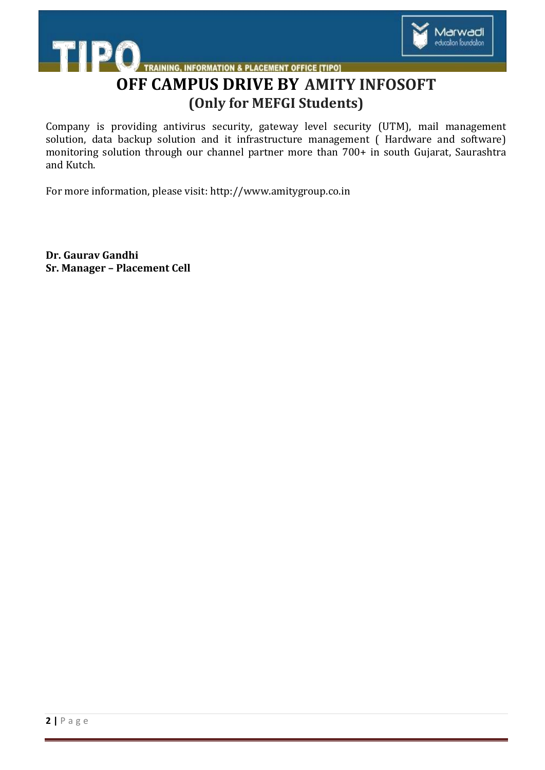# OFF CAMPUS DRIVE BY AMITY INFOSOFT

## (Only for MEFGI Students)

Company is providing antivirus security, gateway level security (UTM), mail management solution, data backup solution and it infrastructure management ( Hardware and software) monitoring solution through our channel partner more than 700+ in south Gujarat, Saurashtra and Kutch.

For more information, please visit: http://www.amitygroup.co.in

**Dr. Gaurav Gandhi**
**Sr. Manager – Placement Cell**